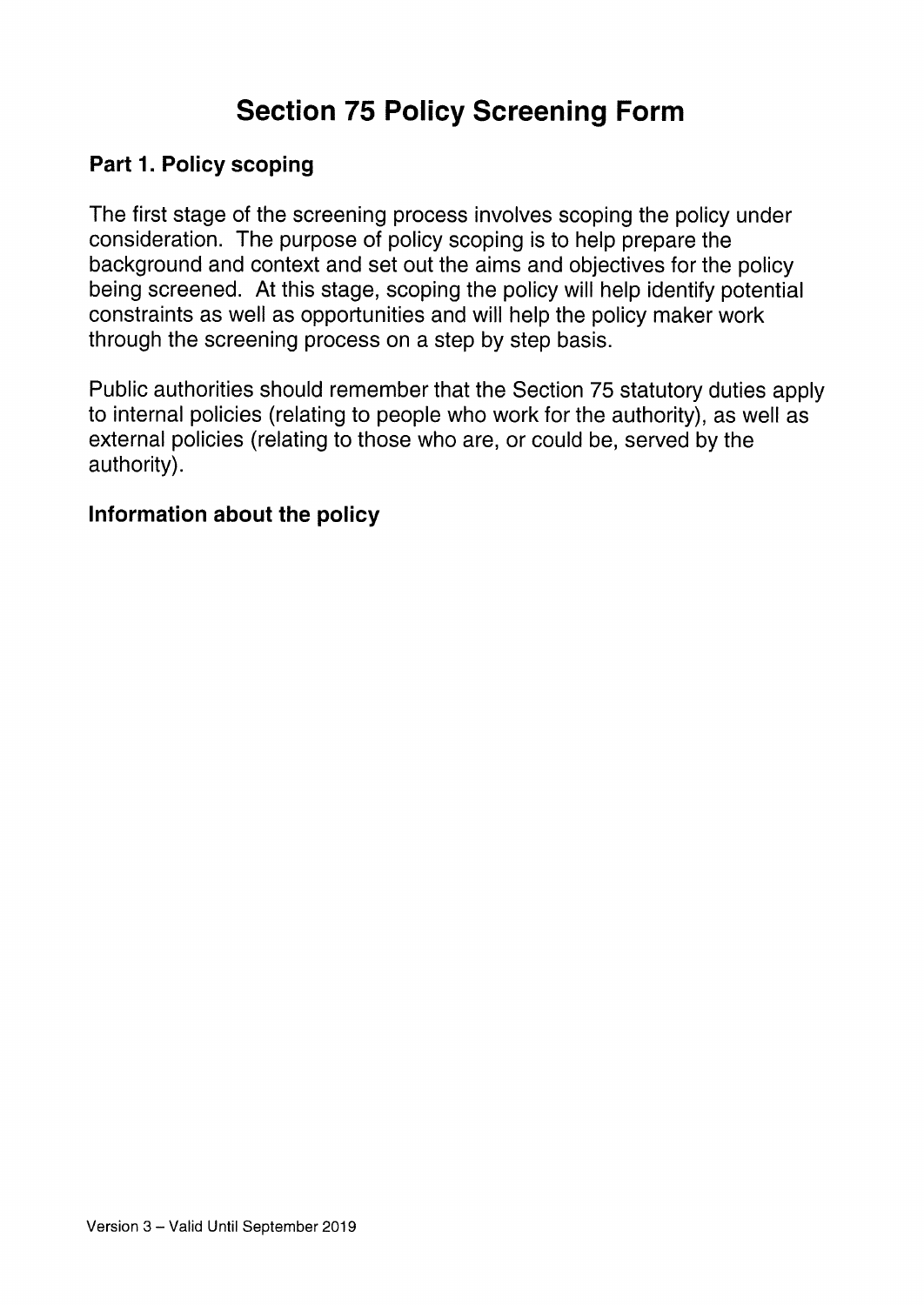# Section 75 Policy Screening Form

## Part 1. Policy scoping

The first stage of the screening process involves scoping the policy under consideration. The purpose of policy scoping is to help prepare the background and context and set out the aims and objectives for the policy being screened. At this stage, scoping the policy will help identify potential constraints as well as opportunities and will help the policy maker work through the screening process on a step by step basis.

Public authorities should remember that the Section 75 statutory duties apply to internal policies (relating to people who work for the authority), as well as external policies (relating to those who are, or could be, served by the authority).

## Information about the policy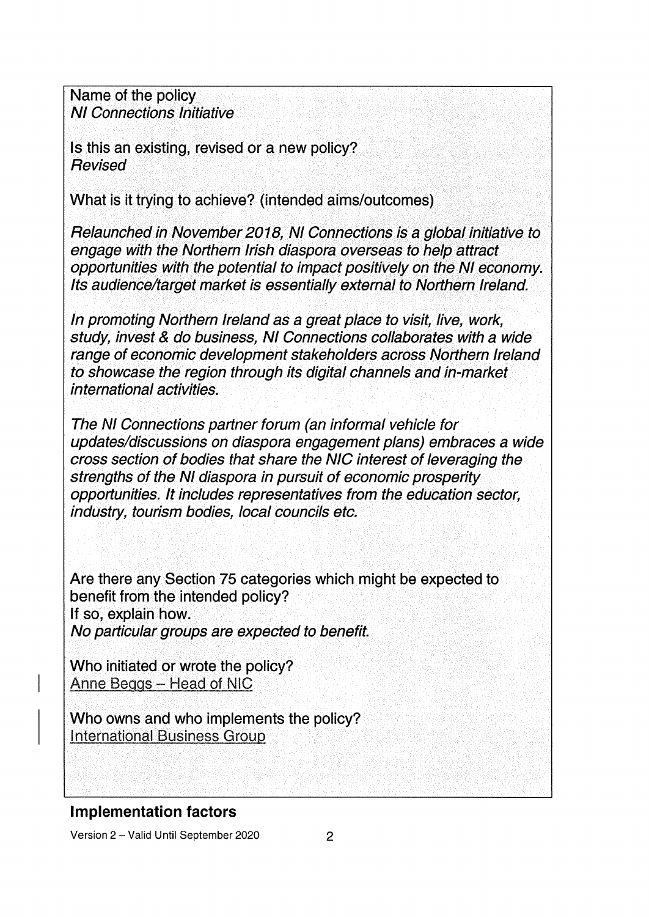Name of the policy
*NI Connections Initiative*

Is this an existing, revised or a new policy?
*Revised*

What is it trying to achieve? (intended aims/outcomes)

*Relaunched in November 2018, NI Connections is a global initiative to engage with the Northern Irish diaspora overseas to help attract opportunities with the potential to impact positively on the NI economy. Its audience/target market is essentially external to Northern Ireland.*

*In promoting Northern Ireland as a great place to visit, live, work, study, invest & do business, NI Connections collaborates with a wide range of economic development stakeholders across Northern Ireland to showcase the region through its digital channels and in-market international activities.*

*The NI Connections partner forum (an informal vehicle for updates/discussions on diaspora engagement plans) embraces a wide cross section of bodies that share the NIC interest of leveraging the strengths of the NI diaspora in pursuit of economic prosperity opportunities. It includes representatives from the education sector, industry, tourism bodies, local councils etc.*

Are there any Section 75 categories which might be expected to benefit from the intended policy?
If so, explain how.
*No particular groups are expected to benefit.*

Who initiated or wrote the policy?
Anne Beggs – Head of NIC

Who owns and who implements the policy?
International Business Group

## Implementation factors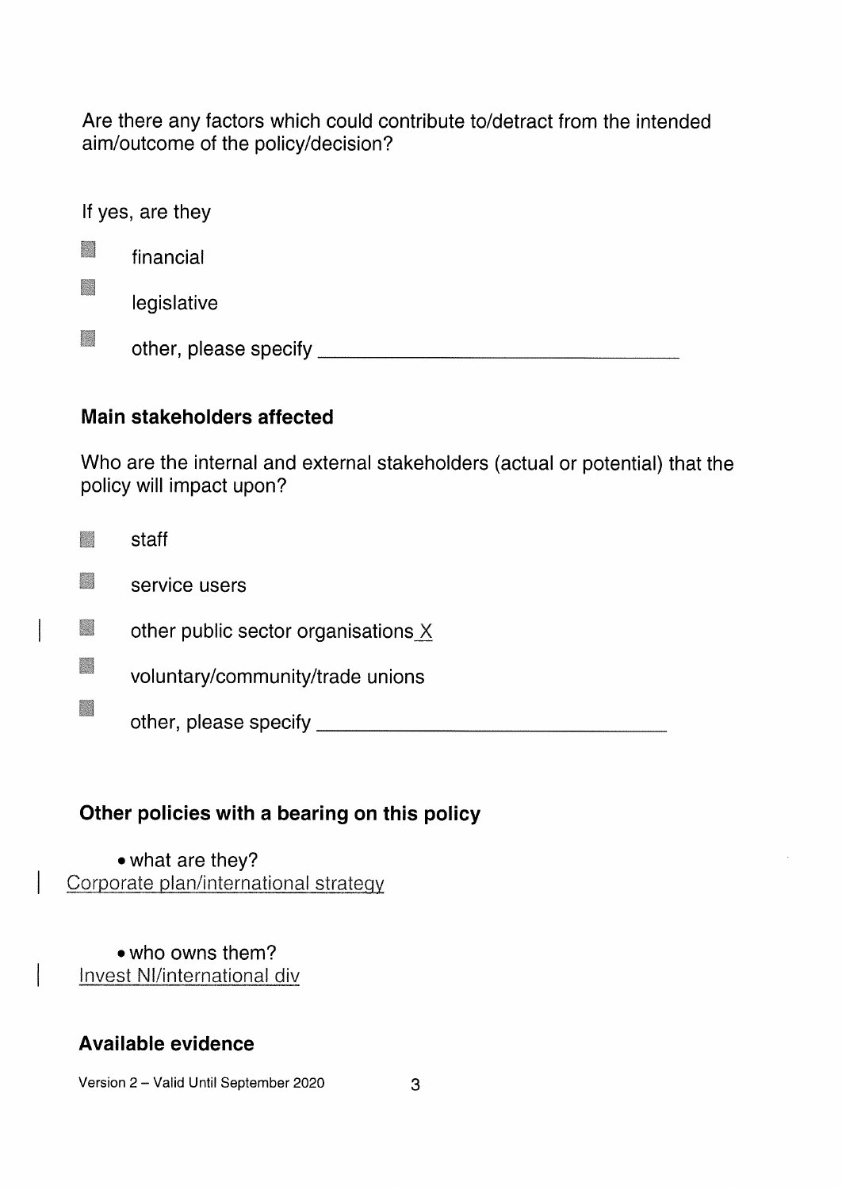Are there any factors which could contribute to/detract from the intended aim/outcome of the policy/decision?

If yes, are they

- [ ] financial
- [ ] legislative
- [ ] other, please specify ______________________________

**Main stakeholders affected**

Who are the internal and external stakeholders (actual or potential) that the policy will impact upon?

- [ ] staff
- [ ] service users
- [ ] other public sector organisations X
- [ ] voluntary/community/trade unions
- [ ] other, please specify ______________________________

**Other policies with a bearing on this policy**

- what are they?

Corporate plan/international strategy

- who owns them?

Invest NI/international div

**Available evidence**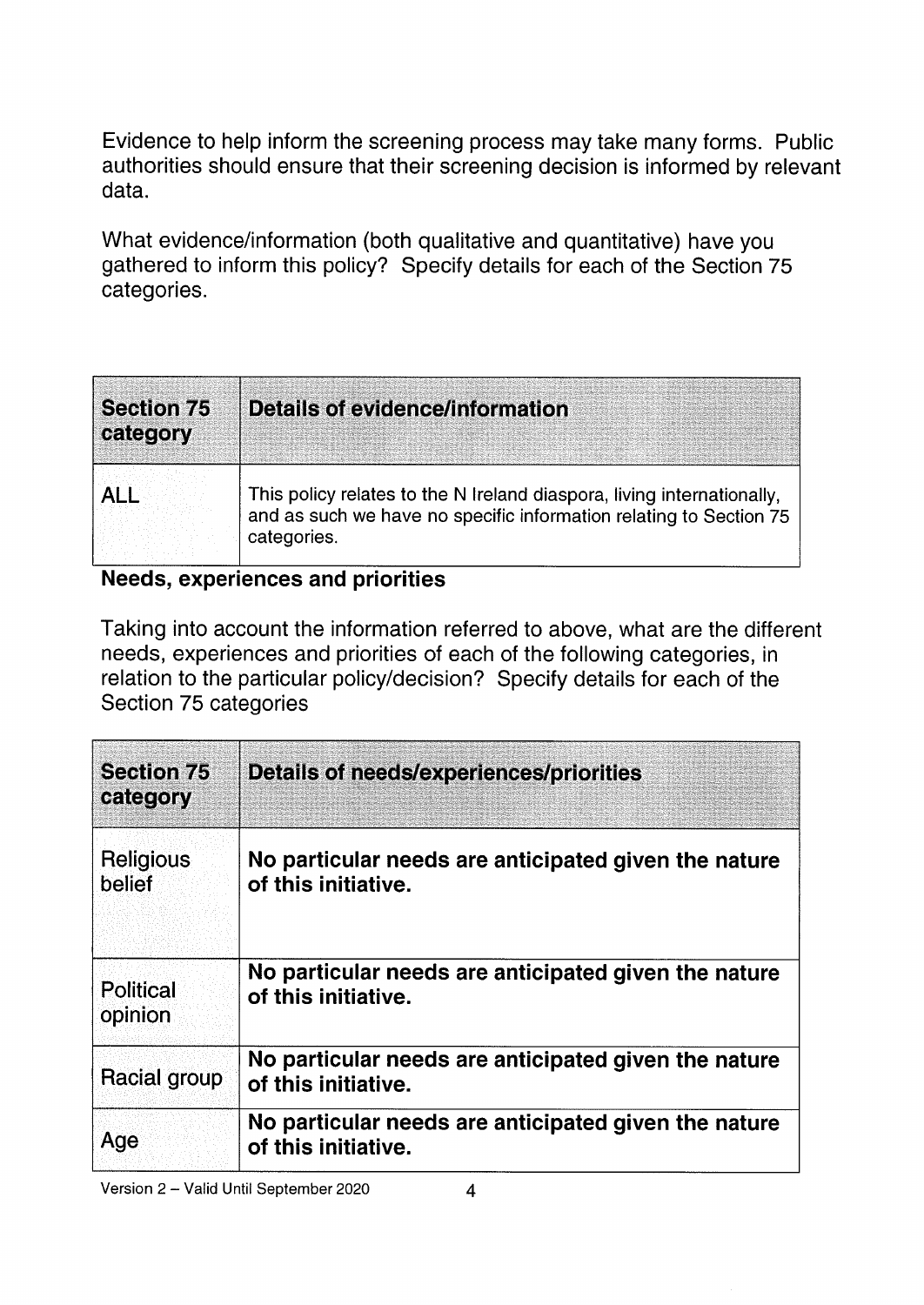Evidence to help inform the screening process may take many forms. Public authorities should ensure that their screening decision is informed by relevant data.

What evidence/information (both qualitative and quantitative) have you gathered to inform this policy? Specify details for each of the Section 75 categories.

| Section 75 category | Details of evidence/information |
|---|---|
| ALL | This policy relates to the N Ireland diaspora, living internationally, and as such we have no specific information relating to Section 75 categories. |

## Needs, experiences and priorities

Taking into account the information referred to above, what are the different needs, experiences and priorities of each of the following categories, in relation to the particular policy/decision? Specify details for each of the Section 75 categories

| Section 75 category | Details of needs/experiences/priorities |
|---|---|
| Religious belief | **No particular needs are anticipated given the nature of this initiative.** |
| Political opinion | **No particular needs are anticipated given the nature of this initiative.** |
| Racial group | **No particular needs are anticipated given the nature of this initiative.** |
| Age | **No particular needs are anticipated given the nature of this initiative.** |

Version 2 – Valid Until September 2020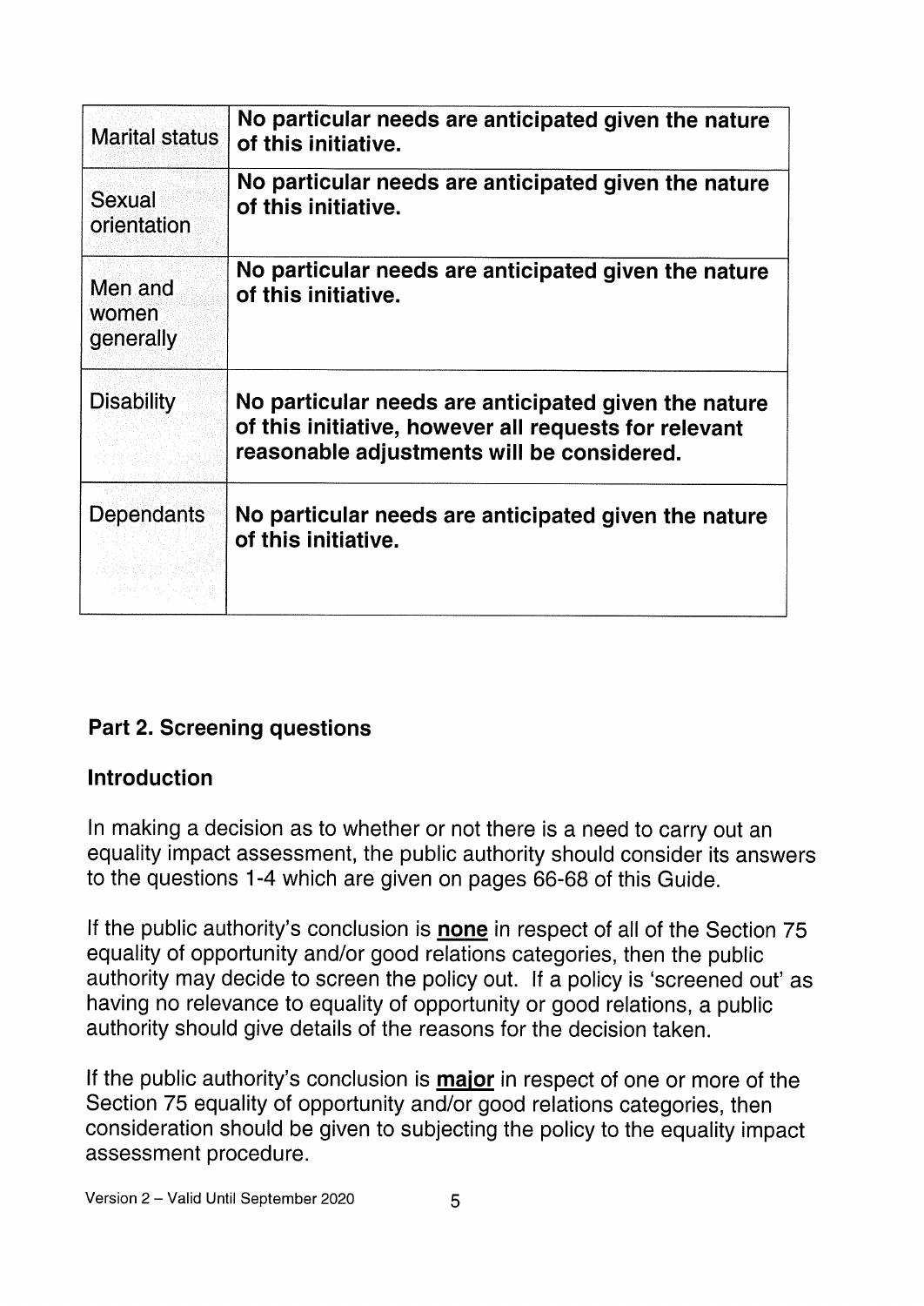| | |
|---|---|
| Marital status | **No particular needs are anticipated given the nature of this initiative.** |
| Sexual orientation | **No particular needs are anticipated given the nature of this initiative.** |
| Men and women generally | **No particular needs are anticipated given the nature of this initiative.** |
| Disability | **No particular needs are anticipated given the nature of this initiative, however all requests for relevant reasonable adjustments will be considered.** |
| Dependants | **No particular needs are anticipated given the nature of this initiative.** |

## Part 2. Screening questions

### Introduction

In making a decision as to whether or not there is a need to carry out an equality impact assessment, the public authority should consider its answers to the questions 1-4 which are given on pages 66-68 of this Guide.

If the public authority's conclusion is **none** in respect of all of the Section 75 equality of opportunity and/or good relations categories, then the public authority may decide to screen the policy out. If a policy is 'screened out' as having no relevance to equality of opportunity or good relations, a public authority should give details of the reasons for the decision taken.

If the public authority's conclusion is **major** in respect of one or more of the Section 75 equality of opportunity and/or good relations categories, then consideration should be given to subjecting the policy to the equality impact assessment procedure.

Version 2 – Valid Until September 2020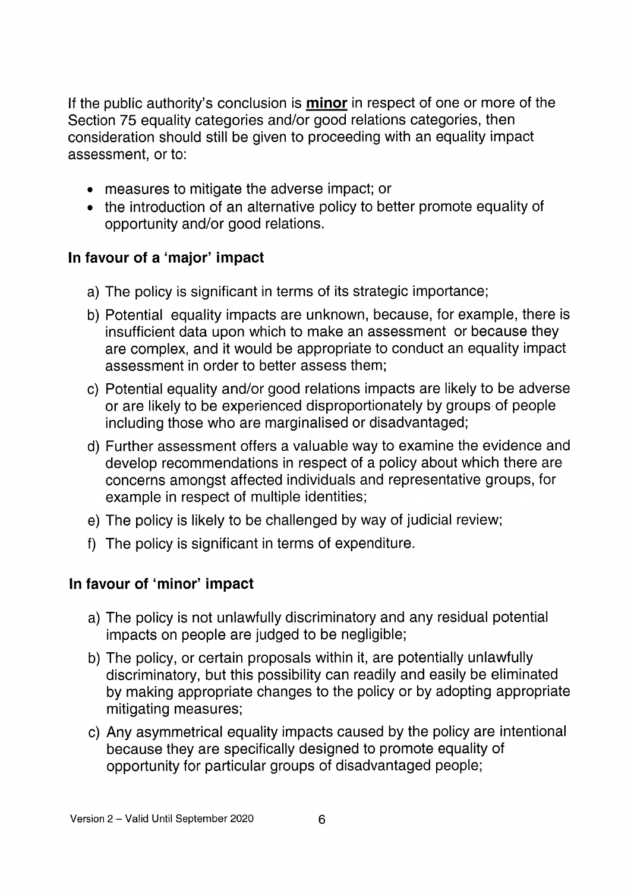If the public authority's conclusion is **minor** in respect of one or more of the Section 75 equality categories and/or good relations categories, then consideration should still be given to proceeding with an equality impact assessment, or to:

- measures to mitigate the adverse impact; or
- the introduction of an alternative policy to better promote equality of opportunity and/or good relations.

### In favour of a 'major' impact

a) The policy is significant in terms of its strategic importance;

b) Potential equality impacts are unknown, because, for example, there is insufficient data upon which to make an assessment or because they are complex, and it would be appropriate to conduct an equality impact assessment in order to better assess them;

c) Potential equality and/or good relations impacts are likely to be adverse or are likely to be experienced disproportionately by groups of people including those who are marginalised or disadvantaged;

d) Further assessment offers a valuable way to examine the evidence and develop recommendations in respect of a policy about which there are concerns amongst affected individuals and representative groups, for example in respect of multiple identities;

e) The policy is likely to be challenged by way of judicial review;

f) The policy is significant in terms of expenditure.

### In favour of 'minor' impact

a) The policy is not unlawfully discriminatory and any residual potential impacts on people are judged to be negligible;

b) The policy, or certain proposals within it, are potentially unlawfully discriminatory, but this possibility can readily and easily be eliminated by making appropriate changes to the policy or by adopting appropriate mitigating measures;

c) Any asymmetrical equality impacts caused by the policy are intentional because they are specifically designed to promote equality of opportunity for particular groups of disadvantaged people;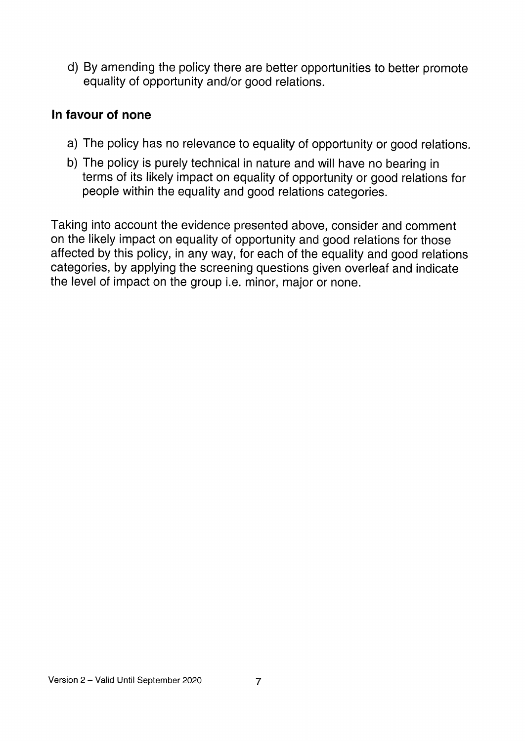d) By amending the policy there are better opportunities to better promote equality of opportunity and/or good relations.

### In favour of none

a) The policy has no relevance to equality of opportunity or good relations.

b) The policy is purely technical in nature and will have no bearing in terms of its likely impact on equality of opportunity or good relations for people within the equality and good relations categories.

Taking into account the evidence presented above, consider and comment on the likely impact on equality of opportunity and good relations for those affected by this policy, in any way, for each of the equality and good relations categories, by applying the screening questions given overleaf and indicate the level of impact on the group i.e. minor, major or none.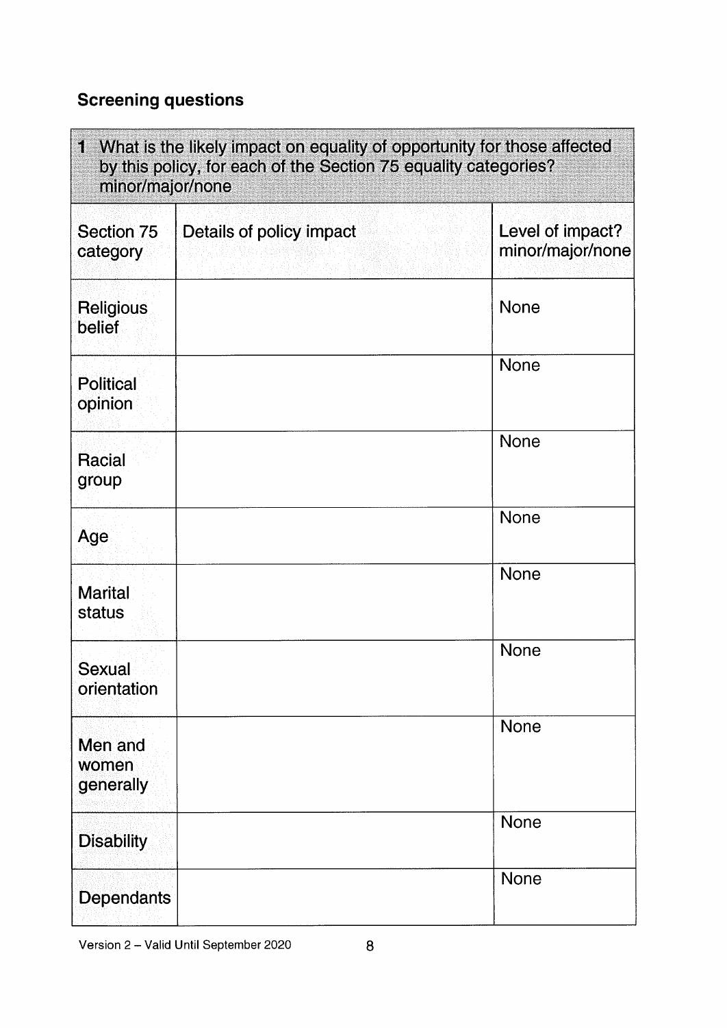## Screening questions

**1** What is the likely impact on equality of opportunity for those affected by this policy, for each of the Section 75 equality categories? minor/major/none

| Section 75 category | Details of policy impact | Level of impact? minor/major/none |
|---|---|---|
| Religious belief | | None |
| Political opinion | | None |
| Racial group | | None |
| Age | | None |
| Marital status | | None |
| Sexual orientation | | None |
| Men and women generally | | None |
| Disability | | None |
| Dependants | | None |

Version 2 – Valid Until September 2020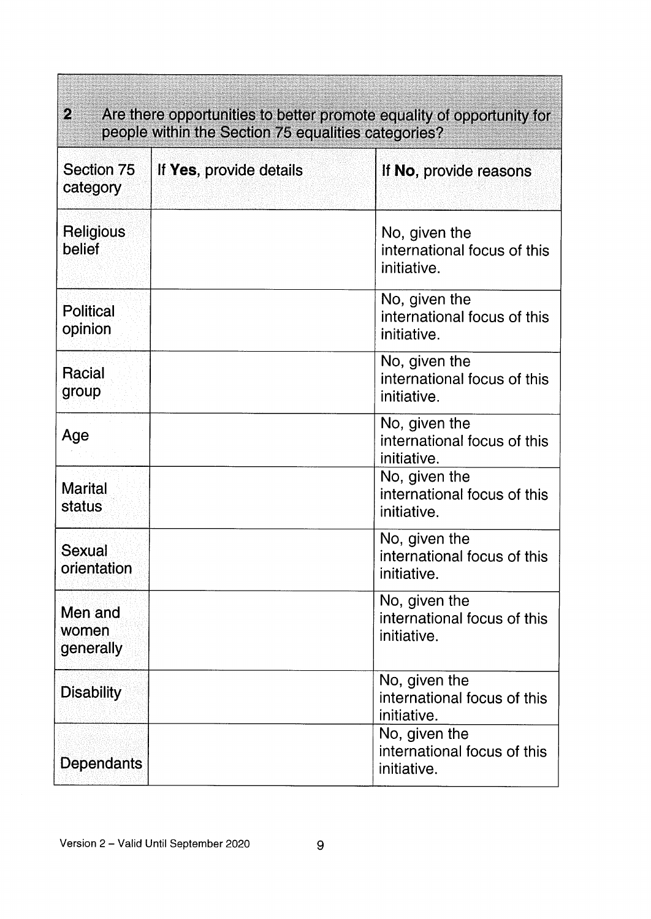| 2 Are there opportunities to better promote equality of opportunity for people within the Section 75 equalities categories? | | |
|---|---|---|
| Section 75 category | If **Yes**, provide details | If **No**, provide reasons |
| Religious belief | | No, given the international focus of this initiative. |
| Political opinion | | No, given the international focus of this initiative. |
| Racial group | | No, given the international focus of this initiative. |
| Age | | No, given the international focus of this initiative. |
| Marital status | | No, given the international focus of this initiative. |
| Sexual orientation | | No, given the international focus of this initiative. |
| Men and women generally | | No, given the international focus of this initiative. |
| Disability | | No, given the international focus of this initiative. |
| Dependants | | No, given the international focus of this initiative. |

Version 2 – Valid Until September 2020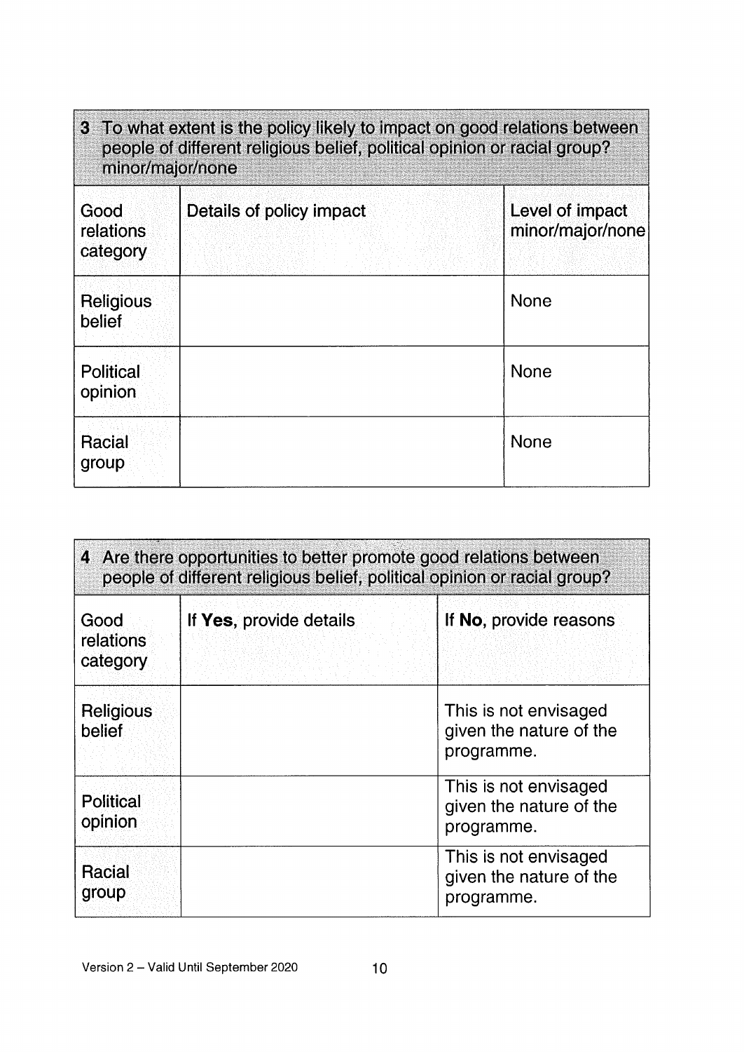| 3 To what extent is the policy likely to impact on good relations between people of different religious belief, political opinion or racial group? minor/major/none | | |
|---|---|---|
| Good relations category | Details of policy impact | Level of impact minor/major/none |
| Religious belief | | None |
| Political opinion | | None |
| Racial group | | None |

| 4 Are there opportunities to better promote good relations between people of different religious belief, political opinion or racial group? | | |
|---|---|---|
| Good relations category | If **Yes**, provide details | If **No**, provide reasons |
| Religious belief | | This is not envisaged given the nature of the programme. |
| Political opinion | | This is not envisaged given the nature of the programme. |
| Racial group | | This is not envisaged given the nature of the programme. |

Version 2 – Valid Until September 2020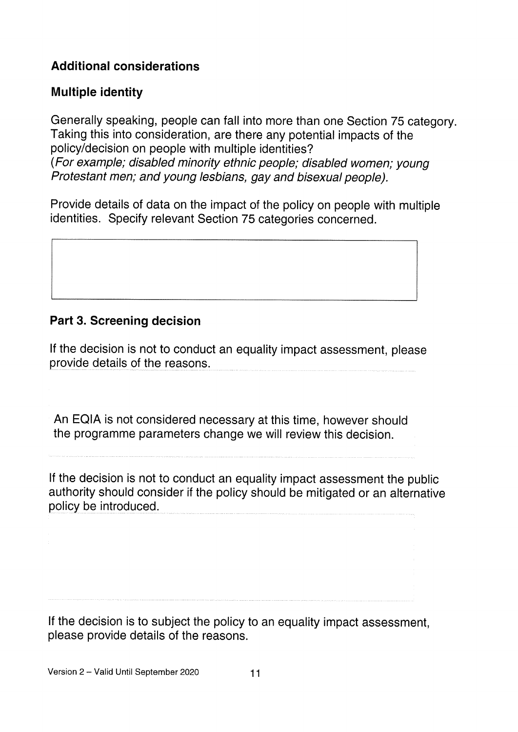### Additional considerations

### Multiple identity

Generally speaking, people can fall into more than one Section 75 category. Taking this into consideration, are there any potential impacts of the policy/decision on people with multiple identities?
(*For example; disabled minority ethnic people; disabled women; young Protestant men; and young lesbians, gay and bisexual people).*

Provide details of data on the impact of the policy on people with multiple identities. Specify relevant Section 75 categories concerned.

### Part 3. Screening decision

If the decision is not to conduct an equality impact assessment, please provide details of the reasons.

An EQIA is not considered necessary at this time, however should the programme parameters change we will review this decision.

If the decision is not to conduct an equality impact assessment the public authority should consider if the policy should be mitigated or an alternative policy be introduced.

If the decision is to subject the policy to an equality impact assessment, please provide details of the reasons.

Version 2 – Valid Until September 2020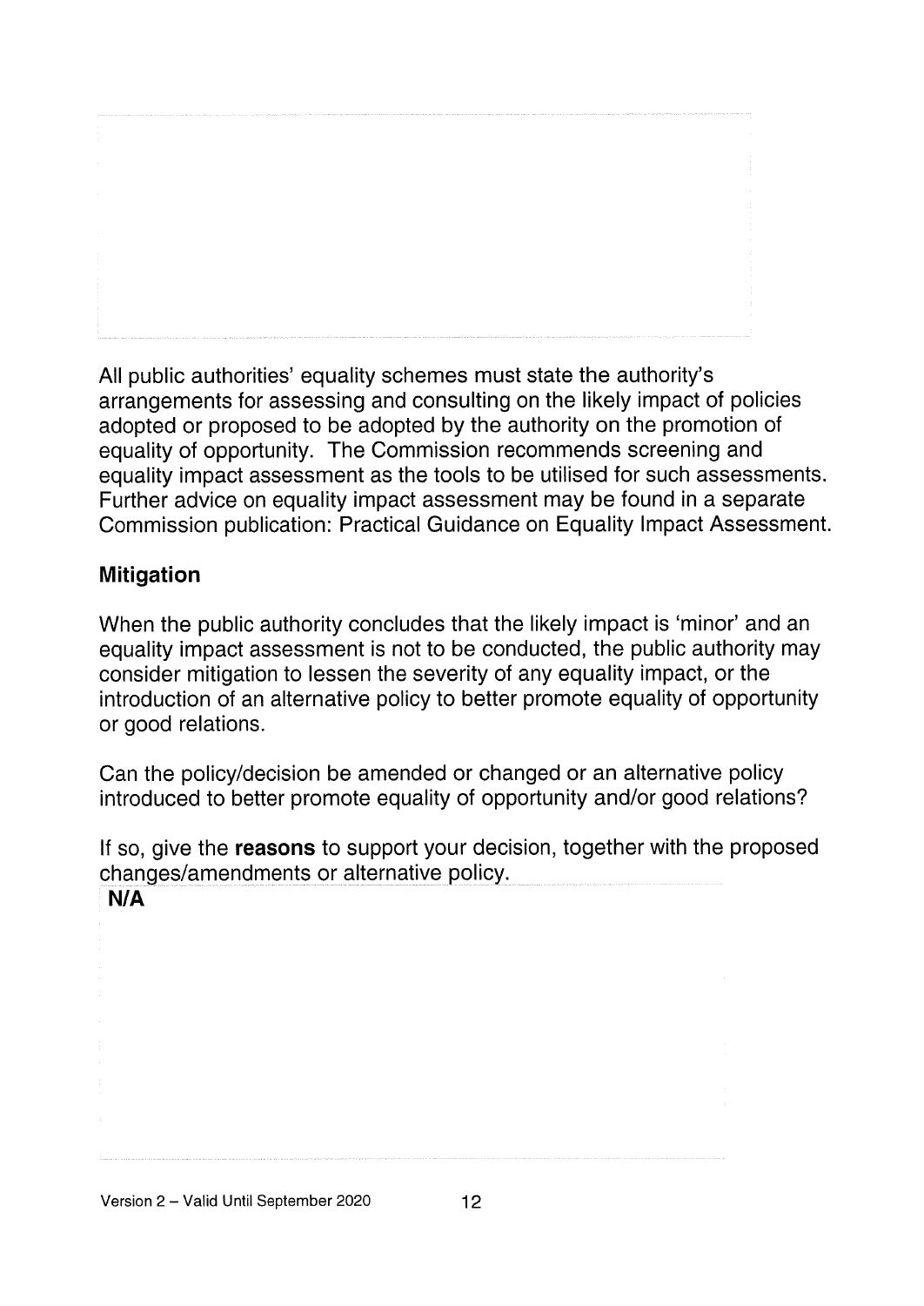All public authorities' equality schemes must state the authority's arrangements for assessing and consulting on the likely impact of policies adopted or proposed to be adopted by the authority on the promotion of equality of opportunity. The Commission recommends screening and equality impact assessment as the tools to be utilised for such assessments. Further advice on equality impact assessment may be found in a separate Commission publication: Practical Guidance on Equality Impact Assessment.

## Mitigation

When the public authority concludes that the likely impact is 'minor' and an equality impact assessment is not to be conducted, the public authority may consider mitigation to lessen the severity of any equality impact, or the introduction of an alternative policy to better promote equality of opportunity or good relations.

Can the policy/decision be amended or changed or an alternative policy introduced to better promote equality of opportunity and/or good relations?

If so, give the **reasons** to support your decision, together with the proposed changes/amendments or alternative policy.

**N/A**

Version 2 – Valid Until September 2020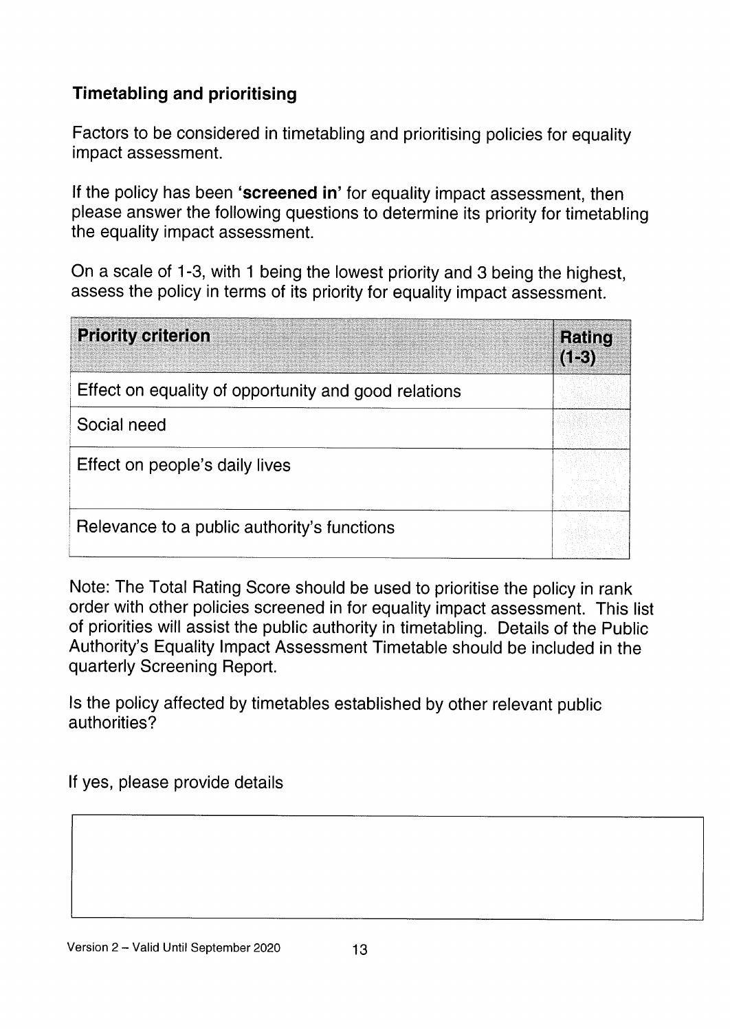## Timetabling and prioritising

Factors to be considered in timetabling and prioritising policies for equality impact assessment.

If the policy has been **'screened in'** for equality impact assessment, then please answer the following questions to determine its priority for timetabling the equality impact assessment.

On a scale of 1-3, with 1 being the lowest priority and 3 being the highest, assess the policy in terms of its priority for equality impact assessment.

| Priority criterion | Rating (1-3) |
|---|---|
| Effect on equality of opportunity and good relations | |
| Social need | |
| Effect on people's daily lives | |
| Relevance to a public authority's functions | |

Note: The Total Rating Score should be used to prioritise the policy in rank order with other policies screened in for equality impact assessment. This list of priorities will assist the public authority in timetabling. Details of the Public Authority's Equality Impact Assessment Timetable should be included in the quarterly Screening Report.

Is the policy affected by timetables established by other relevant public authorities?

If yes, please provide details

| |
|---|
| |

Version 2 – Valid Until September 2020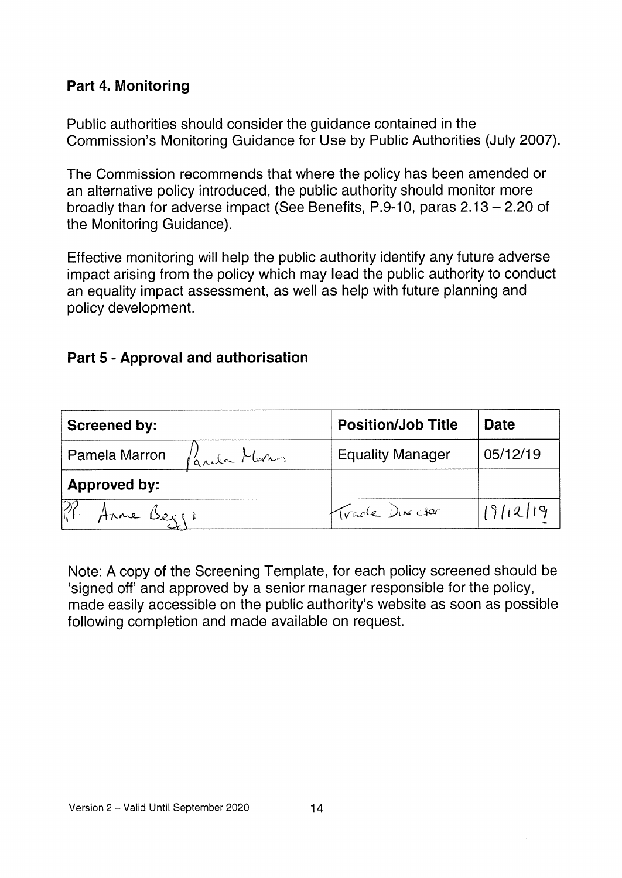## Part 4. Monitoring

Public authorities should consider the guidance contained in the Commission's Monitoring Guidance for Use by Public Authorities (July 2007).

The Commission recommends that where the policy has been amended or an alternative policy introduced, the public authority should monitor more broadly than for adverse impact (See Benefits, P.9-10, paras 2.13 – 2.20 of the Monitoring Guidance).

Effective monitoring will help the public authority identify any future adverse impact arising from the policy which may lead the public authority to conduct an equality impact assessment, as well as help with future planning and policy development.

## Part 5 - Approval and authorisation

| **Screened by:** | **Position/Job Title** | **Date** |
|---|---|---|
| Pamela Marron *Pamela Marron* | Equality Manager | 05/12/19 |
| **Approved by:** | | |
| *PP. Anne Bessi* | *Trade Director* | *19/12/19* |

Note: A copy of the Screening Template, for each policy screened should be 'signed off' and approved by a senior manager responsible for the policy, made easily accessible on the public authority's website as soon as possible following completion and made available on request.

Version 2 – Valid Until September 2020